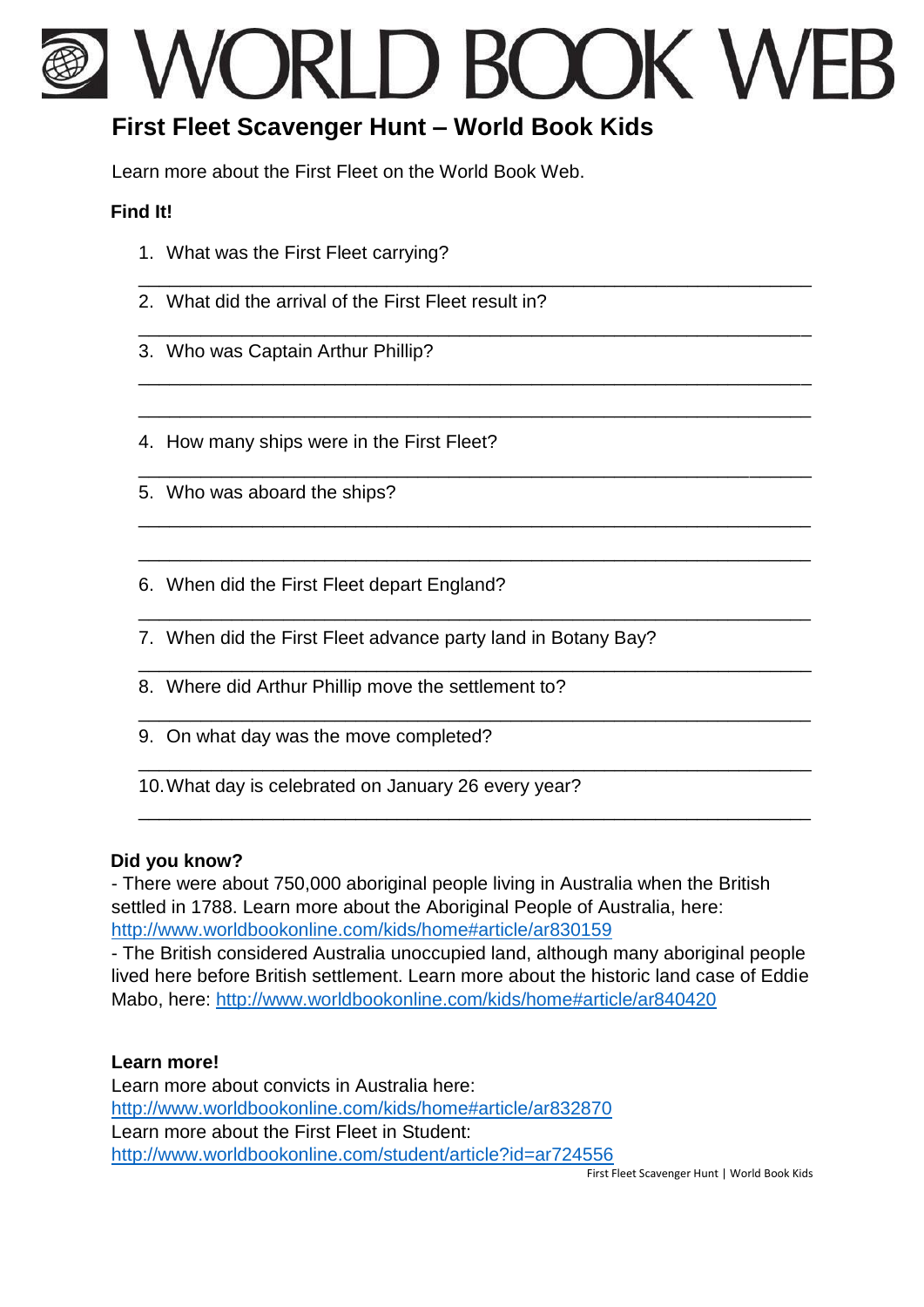# WORLD BOOK WEB

## First Fleet Scavenger Hunt – World Book Kids

Learn more about the First Fleet on the World Book Web.

**Find It!**

1. What was the First Fleet carrying?

   ___

2. What did the arrival of the First Fleet result in?

   ___

3. Who was Captain Arthur Phillip?

   ___

   ___

4. How many ships were in the First Fleet?

   ___

5. Who was aboard the ships?

   ___

   ___

6. When did the First Fleet depart England?

   ___

7. When did the First Fleet advance party land in Botany Bay?

   ___

8. Where did Arthur Phillip move the settlement to?

   ___

9. On what day was the move completed?

   ___

10. What day is celebrated on January 26 every year?

    ___

**Did you know?**

- There were about 750,000 aboriginal people living in Australia when the British settled in 1788. Learn more about the Aboriginal People of Australia, here: http://www.worldbookonline.com/kids/home#article/ar830159
- The British considered Australia unoccupied land, although many aboriginal people lived here before British settlement. Learn more about the historic land case of Eddie Mabo, here: http://www.worldbookonline.com/kids/home#article/ar840420

**Learn more!**

Learn more about convicts in Australia here:
http://www.worldbookonline.com/kids/home#article/ar832870

Learn more about the First Fleet in Student:
http://www.worldbookonline.com/student/article?id=ar724556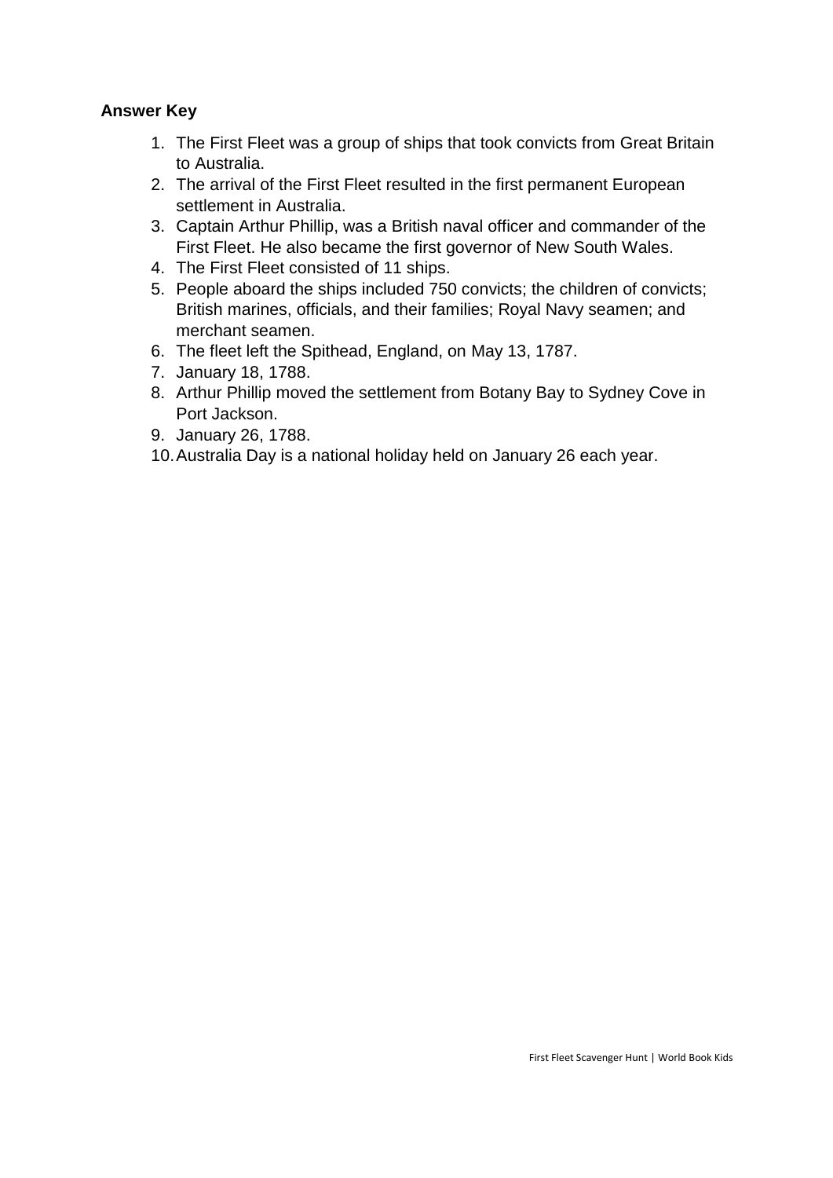**Answer Key**

1. The First Fleet was a group of ships that took convicts from Great Britain to Australia.
2. The arrival of the First Fleet resulted in the first permanent European settlement in Australia.
3. Captain Arthur Phillip, was a British naval officer and commander of the First Fleet. He also became the first governor of New South Wales.
4. The First Fleet consisted of 11 ships.
5. People aboard the ships included 750 convicts; the children of convicts; British marines, officials, and their families; Royal Navy seamen; and merchant seamen.
6. The fleet left the Spithead, England, on May 13, 1787.
7. January 18, 1788.
8. Arthur Phillip moved the settlement from Botany Bay to Sydney Cove in Port Jackson.
9. January 26, 1788.
10. Australia Day is a national holiday held on January 26 each year.